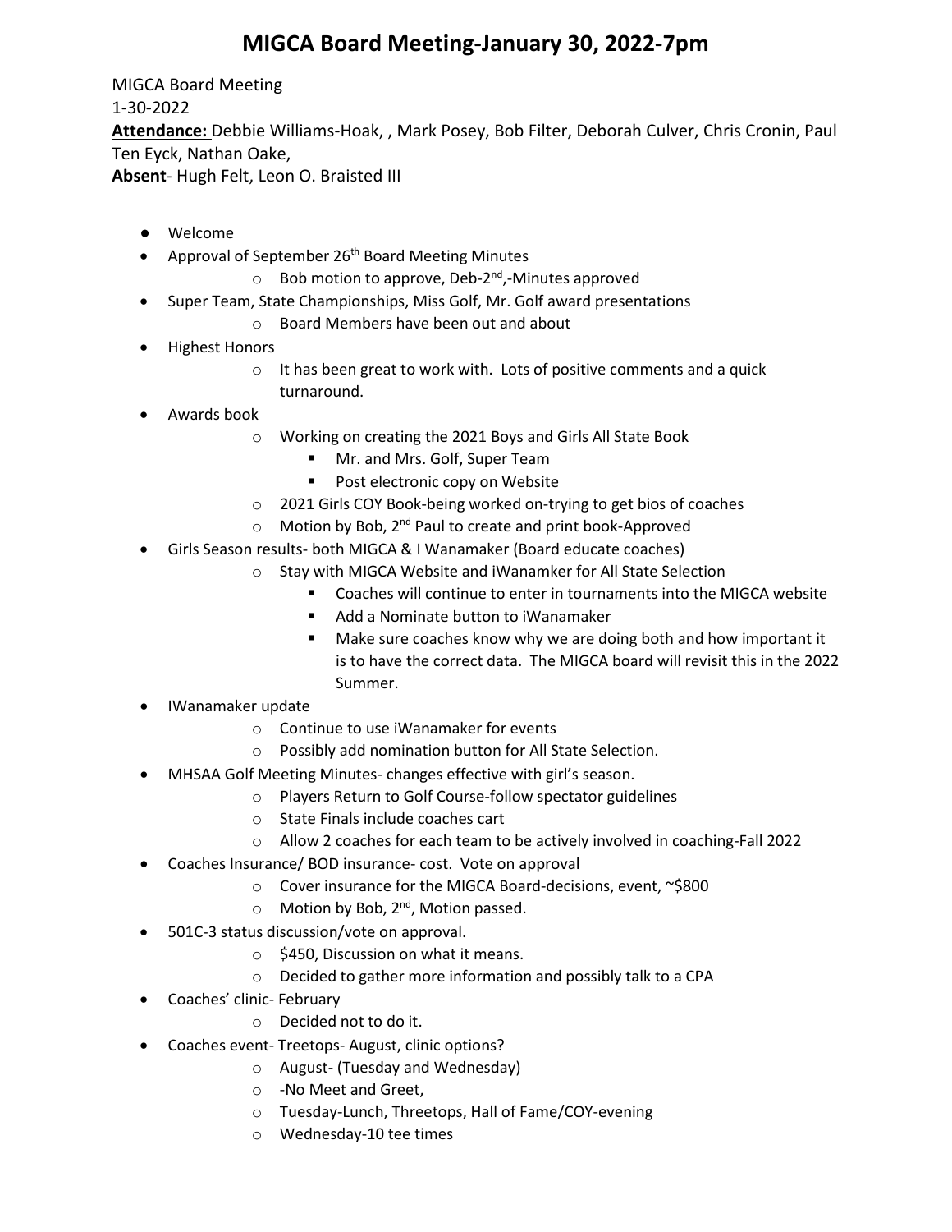# MIGCA Board Meeting-January 30, 2022-7pm

MIGCA Board Meeting
1-30-2022
**Attendance:** Debbie Williams-Hoak, , Mark Posey, Bob Filter, Deborah Culver, Chris Cronin, Paul Ten Eyck, Nathan Oake,
**Absent**- Hugh Felt, Leon O. Braisted III

- Welcome
- Approval of September 26th Board Meeting Minutes
  - Bob motion to approve, Deb-2nd,-Minutes approved
- Super Team, State Championships, Miss Golf, Mr. Golf award presentations
  - Board Members have been out and about
- Highest Honors
  - It has been great to work with. Lots of positive comments and a quick turnaround.
- Awards book
  - Working on creating the 2021 Boys and Girls All State Book
    - Mr. and Mrs. Golf, Super Team
    - Post electronic copy on Website
  - 2021 Girls COY Book-being worked on-trying to get bios of coaches
  - Motion by Bob, 2nd Paul to create and print book-Approved
- Girls Season results- both MIGCA & I Wanamaker (Board educate coaches)
  - Stay with MIGCA Website and iWanamker for All State Selection
    - Coaches will continue to enter in tournaments into the MIGCA website
    - Add a Nominate button to iWanamaker
    - Make sure coaches know why we are doing both and how important it is to have the correct data. The MIGCA board will revisit this in the 2022 Summer.
- IWanamaker update
  - Continue to use iWanamaker for events
  - Possibly add nomination button for All State Selection.
- MHSAA Golf Meeting Minutes- changes effective with girl's season.
  - Players Return to Golf Course-follow spectator guidelines
  - State Finals include coaches cart
  - Allow 2 coaches for each team to be actively involved in coaching-Fall 2022
- Coaches Insurance/ BOD insurance- cost. Vote on approval
  - Cover insurance for the MIGCA Board-decisions, event, ~$800
  - Motion by Bob, 2nd, Motion passed.
- 501C-3 status discussion/vote on approval.
  - $450, Discussion on what it means.
  - Decided to gather more information and possibly talk to a CPA
- Coaches' clinic- February
  - Decided not to do it.
- Coaches event- Treetops- August, clinic options?
  - August- (Tuesday and Wednesday)
  - -No Meet and Greet,
  - Tuesday-Lunch, Threetops, Hall of Fame/COY-evening
  - Wednesday-10 tee times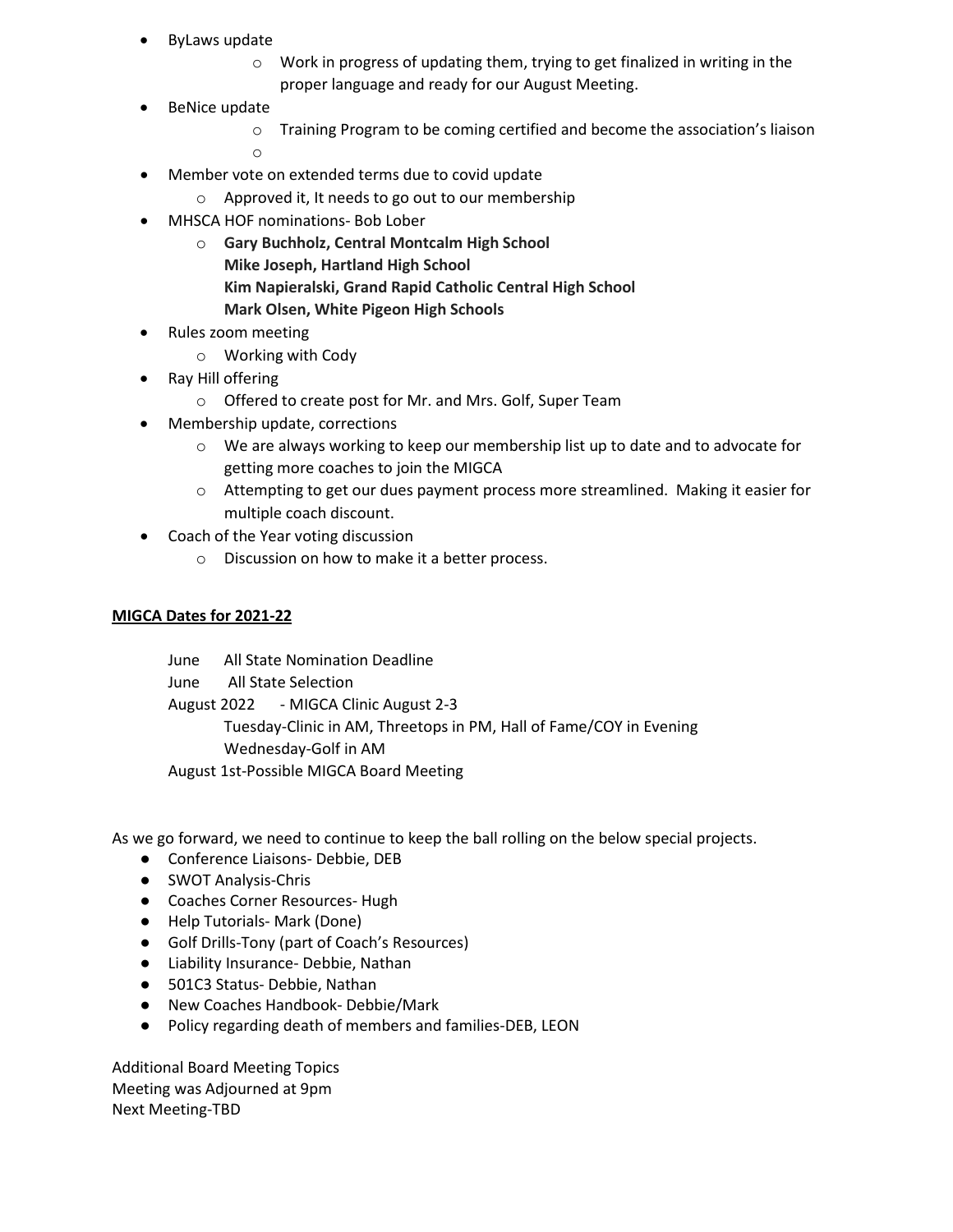- ByLaws update
  - Work in progress of updating them, trying to get finalized in writing in the proper language and ready for our August Meeting.
- BeNice update
  - Training Program to be coming certified and become the association's liaison
  - 
- Member vote on extended terms due to covid update
  - Approved it, It needs to go out to our membership
- MHSCA HOF nominations- Bob Lober
  - **Gary Buchholz, Central Montcalm High School**
    **Mike Joseph, Hartland High School**
    **Kim Napieralski, Grand Rapid Catholic Central High School**
    **Mark Olsen, White Pigeon High Schools**
- Rules zoom meeting
  - Working with Cody
- Ray Hill offering
  - Offered to create post for Mr. and Mrs. Golf, Super Team
- Membership update, corrections
  - We are always working to keep our membership list up to date and to advocate for getting more coaches to join the MIGCA
  - Attempting to get our dues payment process more streamlined. Making it easier for multiple coach discount.
- Coach of the Year voting discussion
  - Discussion on how to make it a better process.

**<u>MIGCA Dates for 2021-22</u>**

June All State Nomination Deadline
June All State Selection
August 2022 - MIGCA Clinic August 2-3
Tuesday-Clinic in AM, Threetops in PM, Hall of Fame/COY in Evening
Wednesday-Golf in AM
August 1st-Possible MIGCA Board Meeting

As we go forward, we need to continue to keep the ball rolling on the below special projects.

- Conference Liaisons- Debbie, DEB
- SWOT Analysis-Chris
- Coaches Corner Resources- Hugh
- Help Tutorials- Mark (Done)
- Golf Drills-Tony (part of Coach's Resources)
- Liability Insurance- Debbie, Nathan
- 501C3 Status- Debbie, Nathan
- New Coaches Handbook- Debbie/Mark
- Policy regarding death of members and families-DEB, LEON

Additional Board Meeting Topics
Meeting was Adjourned at 9pm
Next Meeting-TBD